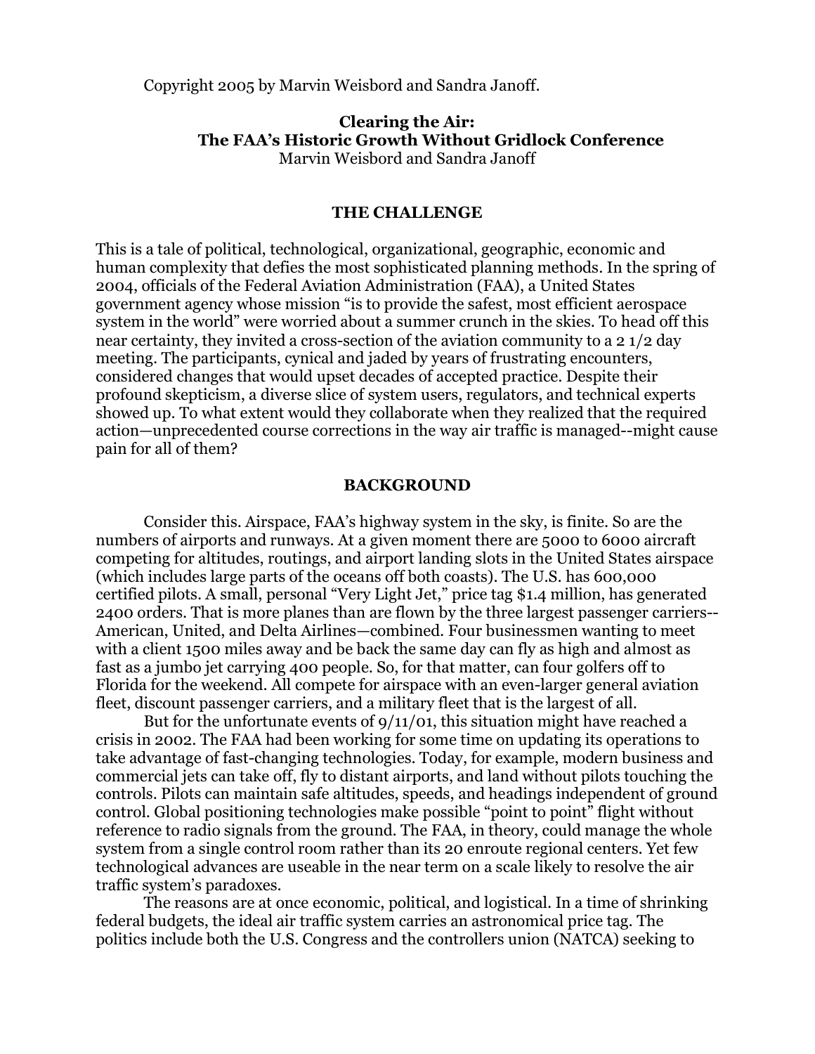Copyright 2005 by Marvin Weisbord and Sandra Janoff.

# Clearing the Air: The FAA's Historic Growth Without Gridlock Conference

Marvin Weisbord and Sandra Janoff

## THE CHALLENGE

This is a tale of political, technological, organizational, geographic, economic and human complexity that defies the most sophisticated planning methods. In the spring of 2004, officials of the Federal Aviation Administration (FAA), a United States government agency whose mission "is to provide the safest, most efficient aerospace system in the world" were worried about a summer crunch in the skies. To head off this near certainty, they invited a cross-section of the aviation community to a 2 1/2 day meeting. The participants, cynical and jaded by years of frustrating encounters, considered changes that would upset decades of accepted practice. Despite their profound skepticism, a diverse slice of system users, regulators, and technical experts showed up. To what extent would they collaborate when they realized that the required action—unprecedented course corrections in the way air traffic is managed--might cause pain for all of them?

## BACKGROUND

Consider this. Airspace, FAA's highway system in the sky, is finite. So are the numbers of airports and runways. At a given moment there are 5000 to 6000 aircraft competing for altitudes, routings, and airport landing slots in the United States airspace (which includes large parts of the oceans off both coasts). The U.S. has 600,000 certified pilots. A small, personal "Very Light Jet," price tag $1.4 million, has generated 2400 orders. That is more planes than are flown by the three largest passenger carriers--American, United, and Delta Airlines—combined. Four businessmen wanting to meet with a client 1500 miles away and be back the same day can fly as high and almost as fast as a jumbo jet carrying 400 people. So, for that matter, can four golfers off to Florida for the weekend. All compete for airspace with an even-larger general aviation fleet, discount passenger carriers, and a military fleet that is the largest of all.

But for the unfortunate events of 9/11/01, this situation might have reached a crisis in 2002. The FAA had been working for some time on updating its operations to take advantage of fast-changing technologies. Today, for example, modern business and commercial jets can take off, fly to distant airports, and land without pilots touching the controls. Pilots can maintain safe altitudes, speeds, and headings independent of ground control. Global positioning technologies make possible "point to point" flight without reference to radio signals from the ground. The FAA, in theory, could manage the whole system from a single control room rather than its 20 enroute regional centers. Yet few technological advances are useable in the near term on a scale likely to resolve the air traffic system's paradoxes.

The reasons are at once economic, political, and logistical. In a time of shrinking federal budgets, the ideal air traffic system carries an astronomical price tag. The politics include both the U.S. Congress and the controllers union (NATCA) seeking to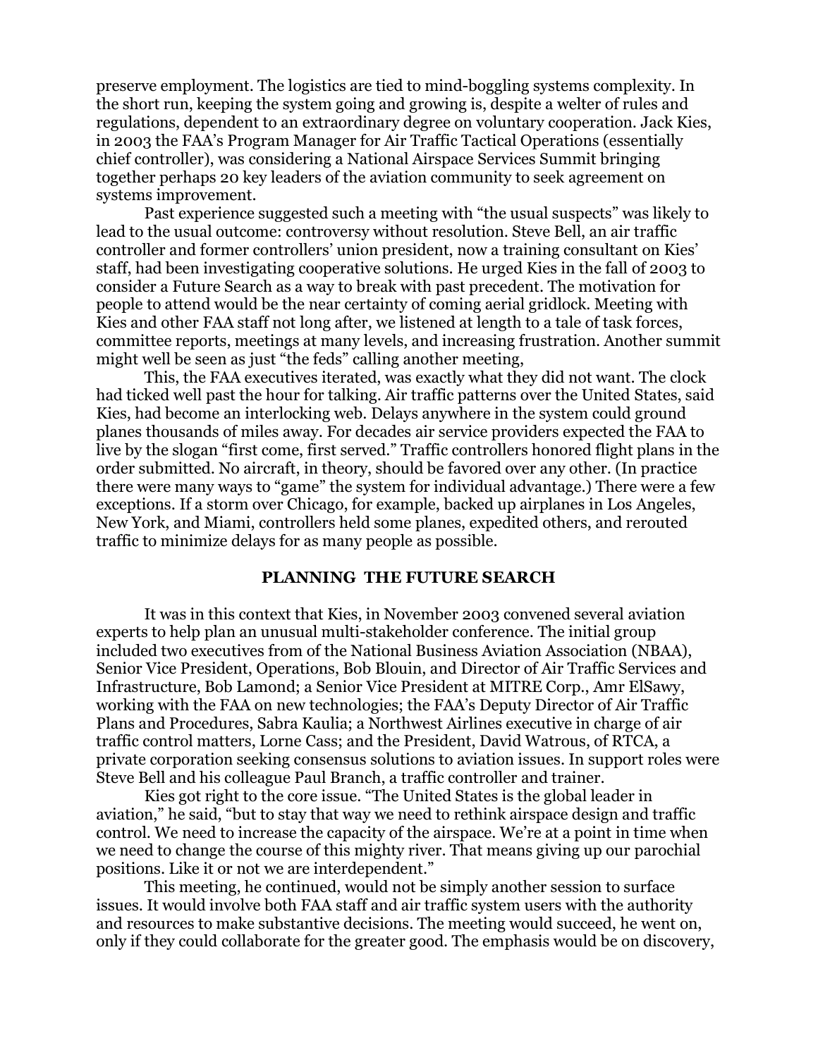preserve employment. The logistics are tied to mind-boggling systems complexity. In the short run, keeping the system going and growing is, despite a welter of rules and regulations, dependent to an extraordinary degree on voluntary cooperation. Jack Kies, in 2003 the FAA's Program Manager for Air Traffic Tactical Operations (essentially chief controller), was considering a National Airspace Services Summit bringing together perhaps 20 key leaders of the aviation community to seek agreement on systems improvement.

Past experience suggested such a meeting with "the usual suspects" was likely to lead to the usual outcome: controversy without resolution. Steve Bell, an air traffic controller and former controllers' union president, now a training consultant on Kies' staff, had been investigating cooperative solutions. He urged Kies in the fall of 2003 to consider a Future Search as a way to break with past precedent. The motivation for people to attend would be the near certainty of coming aerial gridlock. Meeting with Kies and other FAA staff not long after, we listened at length to a tale of task forces, committee reports, meetings at many levels, and increasing frustration. Another summit might well be seen as just "the feds" calling another meeting,

This, the FAA executives iterated, was exactly what they did not want. The clock had ticked well past the hour for talking. Air traffic patterns over the United States, said Kies, had become an interlocking web. Delays anywhere in the system could ground planes thousands of miles away. For decades air service providers expected the FAA to live by the slogan "first come, first served." Traffic controllers honored flight plans in the order submitted. No aircraft, in theory, should be favored over any other. (In practice there were many ways to "game" the system for individual advantage.) There were a few exceptions. If a storm over Chicago, for example, backed up airplanes in Los Angeles, New York, and Miami, controllers held some planes, expedited others, and rerouted traffic to minimize delays for as many people as possible.

## PLANNING THE FUTURE SEARCH

It was in this context that Kies, in November 2003 convened several aviation experts to help plan an unusual multi-stakeholder conference. The initial group included two executives from of the National Business Aviation Association (NBAA), Senior Vice President, Operations, Bob Blouin, and Director of Air Traffic Services and Infrastructure, Bob Lamond; a Senior Vice President at MITRE Corp., Amr ElSawy, working with the FAA on new technologies; the FAA's Deputy Director of Air Traffic Plans and Procedures, Sabra Kaulia; a Northwest Airlines executive in charge of air traffic control matters, Lorne Cass; and the President, David Watrous, of RTCA, a private corporation seeking consensus solutions to aviation issues. In support roles were Steve Bell and his colleague Paul Branch, a traffic controller and trainer.

Kies got right to the core issue. "The United States is the global leader in aviation," he said, "but to stay that way we need to rethink airspace design and traffic control. We need to increase the capacity of the airspace. We're at a point in time when we need to change the course of this mighty river. That means giving up our parochial positions. Like it or not we are interdependent."

This meeting, he continued, would not be simply another session to surface issues. It would involve both FAA staff and air traffic system users with the authority and resources to make substantive decisions. The meeting would succeed, he went on, only if they could collaborate for the greater good. The emphasis would be on discovery,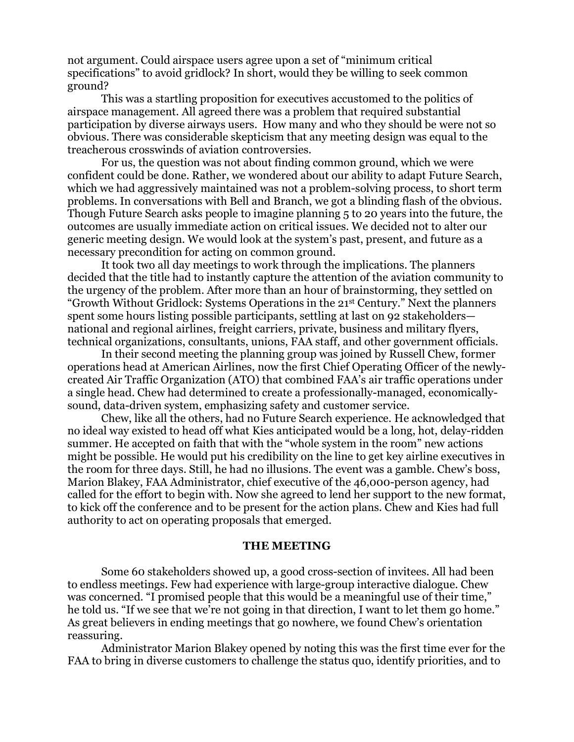not argument. Could airspace users agree upon a set of "minimum critical specifications" to avoid gridlock? In short, would they be willing to seek common ground?

This was a startling proposition for executives accustomed to the politics of airspace management. All agreed there was a problem that required substantial participation by diverse airways users. How many and who they should be were not so obvious. There was considerable skepticism that any meeting design was equal to the treacherous crosswinds of aviation controversies.

For us, the question was not about finding common ground, which we were confident could be done. Rather, we wondered about our ability to adapt Future Search, which we had aggressively maintained was not a problem-solving process, to short term problems. In conversations with Bell and Branch, we got a blinding flash of the obvious. Though Future Search asks people to imagine planning 5 to 20 years into the future, the outcomes are usually immediate action on critical issues. We decided not to alter our generic meeting design. We would look at the system's past, present, and future as a necessary precondition for acting on common ground.

It took two all day meetings to work through the implications. The planners decided that the title had to instantly capture the attention of the aviation community to the urgency of the problem. After more than an hour of brainstorming, they settled on "Growth Without Gridlock: Systems Operations in the 21st Century." Next the planners spent some hours listing possible participants, settling at last on 92 stakeholders—national and regional airlines, freight carriers, private, business and military flyers, technical organizations, consultants, unions, FAA staff, and other government officials.

In their second meeting the planning group was joined by Russell Chew, former operations head at American Airlines, now the first Chief Operating Officer of the newly-created Air Traffic Organization (ATO) that combined FAA's air traffic operations under a single head. Chew had determined to create a professionally-managed, economically-sound, data-driven system, emphasizing safety and customer service.

Chew, like all the others, had no Future Search experience. He acknowledged that no ideal way existed to head off what Kies anticipated would be a long, hot, delay-ridden summer. He accepted on faith that with the "whole system in the room" new actions might be possible. He would put his credibility on the line to get key airline executives in the room for three days. Still, he had no illusions. The event was a gamble. Chew's boss, Marion Blakey, FAA Administrator, chief executive of the 46,000-person agency, had called for the effort to begin with. Now she agreed to lend her support to the new format, to kick off the conference and to be present for the action plans. Chew and Kies had full authority to act on operating proposals that emerged.

## THE MEETING

Some 60 stakeholders showed up, a good cross-section of invitees. All had been to endless meetings. Few had experience with large-group interactive dialogue. Chew was concerned. "I promised people that this would be a meaningful use of their time," he told us. "If we see that we're not going in that direction, I want to let them go home." As great believers in ending meetings that go nowhere, we found Chew's orientation reassuring.

Administrator Marion Blakey opened by noting this was the first time ever for the FAA to bring in diverse customers to challenge the status quo, identify priorities, and to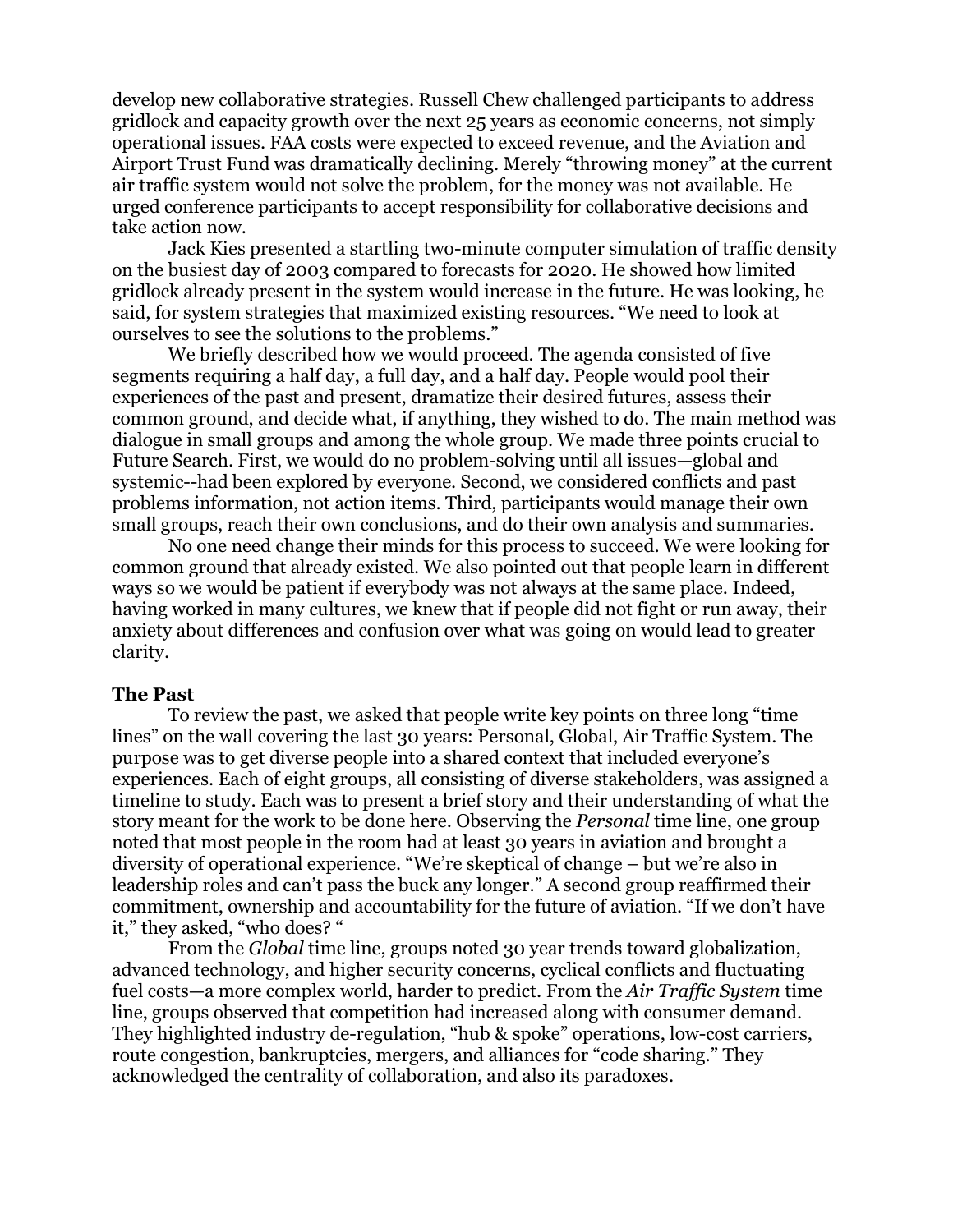develop new collaborative strategies. Russell Chew challenged participants to address gridlock and capacity growth over the next 25 years as economic concerns, not simply operational issues. FAA costs were expected to exceed revenue, and the Aviation and Airport Trust Fund was dramatically declining. Merely "throwing money" at the current air traffic system would not solve the problem, for the money was not available. He urged conference participants to accept responsibility for collaborative decisions and take action now.

Jack Kies presented a startling two-minute computer simulation of traffic density on the busiest day of 2003 compared to forecasts for 2020. He showed how limited gridlock already present in the system would increase in the future. He was looking, he said, for system strategies that maximized existing resources. "We need to look at ourselves to see the solutions to the problems."

We briefly described how we would proceed. The agenda consisted of five segments requiring a half day, a full day, and a half day. People would pool their experiences of the past and present, dramatize their desired futures, assess their common ground, and decide what, if anything, they wished to do. The main method was dialogue in small groups and among the whole group. We made three points crucial to Future Search. First, we would do no problem-solving until all issues—global and systemic--had been explored by everyone. Second, we considered conflicts and past problems information, not action items. Third, participants would manage their own small groups, reach their own conclusions, and do their own analysis and summaries.

No one need change their minds for this process to succeed. We were looking for common ground that already existed. We also pointed out that people learn in different ways so we would be patient if everybody was not always at the same place. Indeed, having worked in many cultures, we knew that if people did not fight or run away, their anxiety about differences and confusion over what was going on would lead to greater clarity.

### The Past

To review the past, we asked that people write key points on three long "time lines" on the wall covering the last 30 years: Personal, Global, Air Traffic System. The purpose was to get diverse people into a shared context that included everyone's experiences. Each of eight groups, all consisting of diverse stakeholders, was assigned a timeline to study. Each was to present a brief story and their understanding of what the story meant for the work to be done here. Observing the *Personal* time line, one group noted that most people in the room had at least 30 years in aviation and brought a diversity of operational experience. "We're skeptical of change – but we're also in leadership roles and can't pass the buck any longer." A second group reaffirmed their commitment, ownership and accountability for the future of aviation. "If we don't have it," they asked, "who does? "

From the *Global* time line, groups noted 30 year trends toward globalization, advanced technology, and higher security concerns, cyclical conflicts and fluctuating fuel costs—a more complex world, harder to predict. From the *Air Traffic System* time line, groups observed that competition had increased along with consumer demand. They highlighted industry de-regulation, "hub & spoke" operations, low-cost carriers, route congestion, bankruptcies, mergers, and alliances for "code sharing." They acknowledged the centrality of collaboration, and also its paradoxes.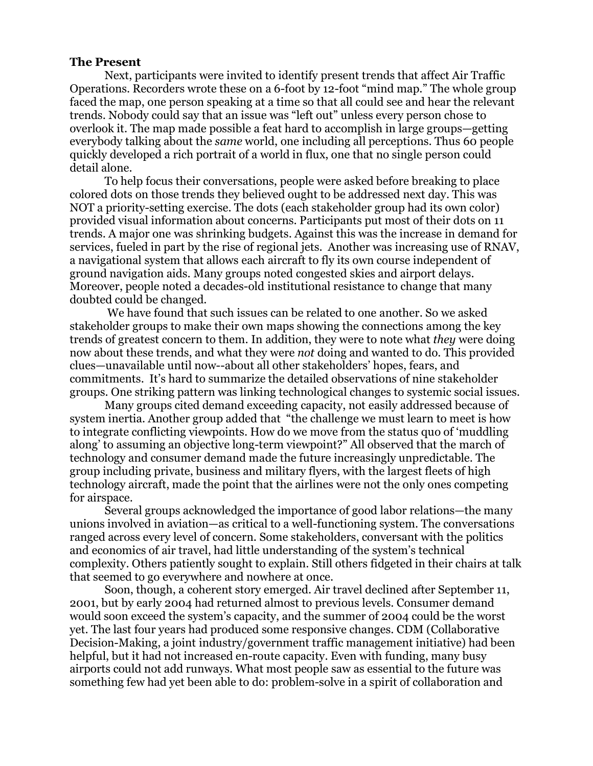**The Present**

Next, participants were invited to identify present trends that affect Air Traffic Operations. Recorders wrote these on a 6-foot by 12-foot "mind map." The whole group faced the map, one person speaking at a time so that all could see and hear the relevant trends. Nobody could say that an issue was "left out" unless every person chose to overlook it. The map made possible a feat hard to accomplish in large groups—getting everybody talking about the *same* world, one including all perceptions. Thus 60 people quickly developed a rich portrait of a world in flux, one that no single person could detail alone.

To help focus their conversations, people were asked before breaking to place colored dots on those trends they believed ought to be addressed next day. This was NOT a priority-setting exercise. The dots (each stakeholder group had its own color) provided visual information about concerns. Participants put most of their dots on 11 trends. A major one was shrinking budgets. Against this was the increase in demand for services, fueled in part by the rise of regional jets. Another was increasing use of RNAV, a navigational system that allows each aircraft to fly its own course independent of ground navigation aids. Many groups noted congested skies and airport delays. Moreover, people noted a decades-old institutional resistance to change that many doubted could be changed.

We have found that such issues can be related to one another. So we asked stakeholder groups to make their own maps showing the connections among the key trends of greatest concern to them. In addition, they were to note what *they* were doing now about these trends, and what they were *not* doing and wanted to do. This provided clues—unavailable until now--about all other stakeholders' hopes, fears, and commitments. It's hard to summarize the detailed observations of nine stakeholder groups. One striking pattern was linking technological changes to systemic social issues.

Many groups cited demand exceeding capacity, not easily addressed because of system inertia. Another group added that "the challenge we must learn to meet is how to integrate conflicting viewpoints. How do we move from the status quo of 'muddling along' to assuming an objective long-term viewpoint?" All observed that the march of technology and consumer demand made the future increasingly unpredictable. The group including private, business and military flyers, with the largest fleets of high technology aircraft, made the point that the airlines were not the only ones competing for airspace.

Several groups acknowledged the importance of good labor relations—the many unions involved in aviation—as critical to a well-functioning system. The conversations ranged across every level of concern. Some stakeholders, conversant with the politics and economics of air travel, had little understanding of the system's technical complexity. Others patiently sought to explain. Still others fidgeted in their chairs at talk that seemed to go everywhere and nowhere at once.

Soon, though, a coherent story emerged. Air travel declined after September 11, 2001, but by early 2004 had returned almost to previous levels. Consumer demand would soon exceed the system's capacity, and the summer of 2004 could be the worst yet. The last four years had produced some responsive changes. CDM (Collaborative Decision-Making, a joint industry/government traffic management initiative) had been helpful, but it had not increased en-route capacity. Even with funding, many busy airports could not add runways. What most people saw as essential to the future was something few had yet been able to do: problem-solve in a spirit of collaboration and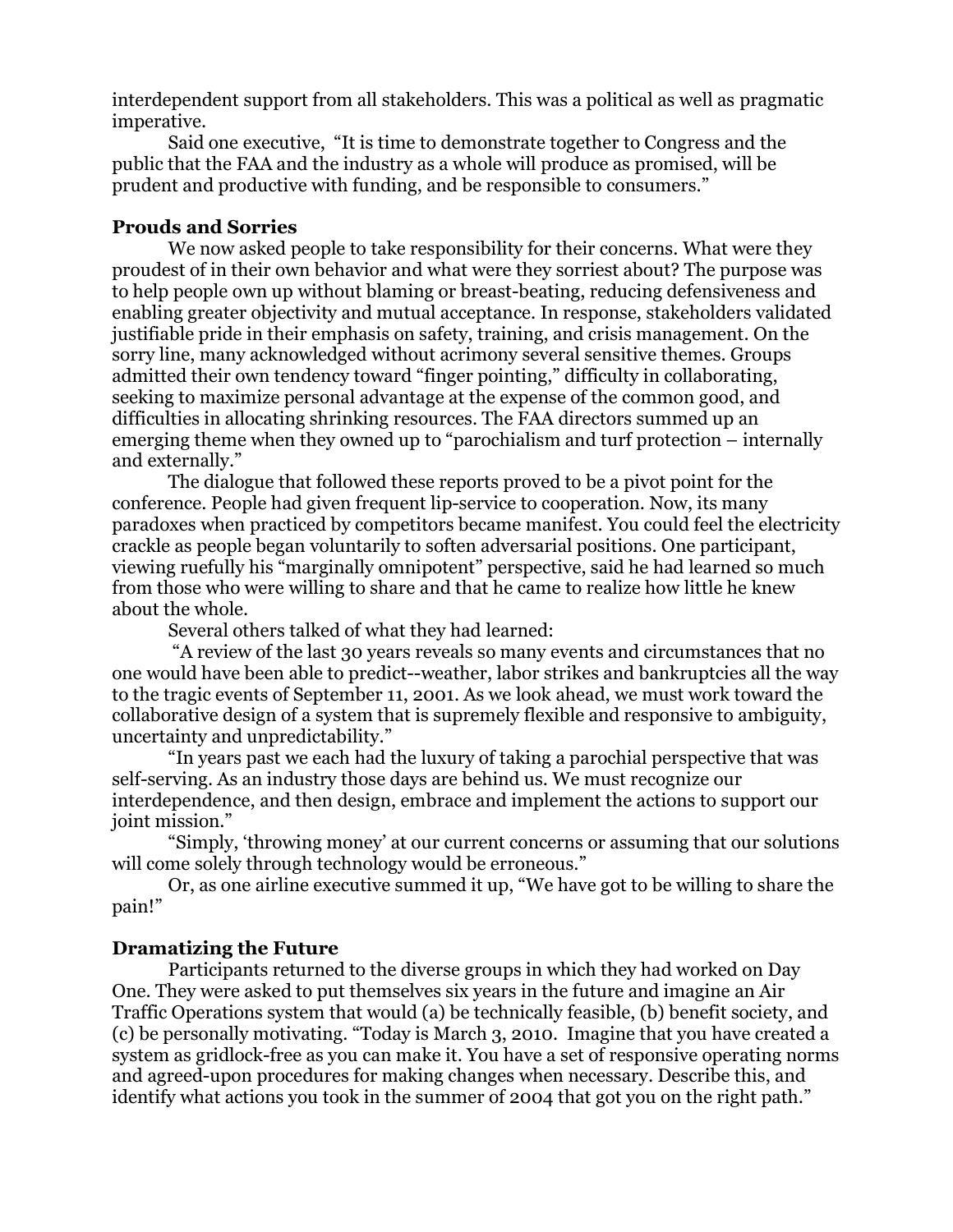interdependent support from all stakeholders. This was a political as well as pragmatic imperative.

Said one executive, "It is time to demonstrate together to Congress and the public that the FAA and the industry as a whole will produce as promised, will be prudent and productive with funding, and be responsible to consumers."

### Prouds and Sorries

We now asked people to take responsibility for their concerns. What were they proudest of in their own behavior and what were they sorriest about? The purpose was to help people own up without blaming or breast-beating, reducing defensiveness and enabling greater objectivity and mutual acceptance. In response, stakeholders validated justifiable pride in their emphasis on safety, training, and crisis management. On the sorry line, many acknowledged without acrimony several sensitive themes. Groups admitted their own tendency toward "finger pointing," difficulty in collaborating, seeking to maximize personal advantage at the expense of the common good, and difficulties in allocating shrinking resources. The FAA directors summed up an emerging theme when they owned up to "parochialism and turf protection – internally and externally."

The dialogue that followed these reports proved to be a pivot point for the conference. People had given frequent lip-service to cooperation. Now, its many paradoxes when practiced by competitors became manifest. You could feel the electricity crackle as people began voluntarily to soften adversarial positions. One participant, viewing ruefully his "marginally omnipotent" perspective, said he had learned so much from those who were willing to share and that he came to realize how little he knew about the whole.

Several others talked of what they had learned:

"A review of the last 30 years reveals so many events and circumstances that no one would have been able to predict--weather, labor strikes and bankruptcies all the way to the tragic events of September 11, 2001. As we look ahead, we must work toward the collaborative design of a system that is supremely flexible and responsive to ambiguity, uncertainty and unpredictability."

"In years past we each had the luxury of taking a parochial perspective that was self-serving. As an industry those days are behind us. We must recognize our interdependence, and then design, embrace and implement the actions to support our joint mission."

"Simply, 'throwing money' at our current concerns or assuming that our solutions will come solely through technology would be erroneous."

Or, as one airline executive summed it up, "We have got to be willing to share the pain!"

### Dramatizing the Future

Participants returned to the diverse groups in which they had worked on Day One. They were asked to put themselves six years in the future and imagine an Air Traffic Operations system that would (a) be technically feasible, (b) benefit society, and (c) be personally motivating. "Today is March 3, 2010. Imagine that you have created a system as gridlock-free as you can make it. You have a set of responsive operating norms and agreed-upon procedures for making changes when necessary. Describe this, and identify what actions you took in the summer of 2004 that got you on the right path."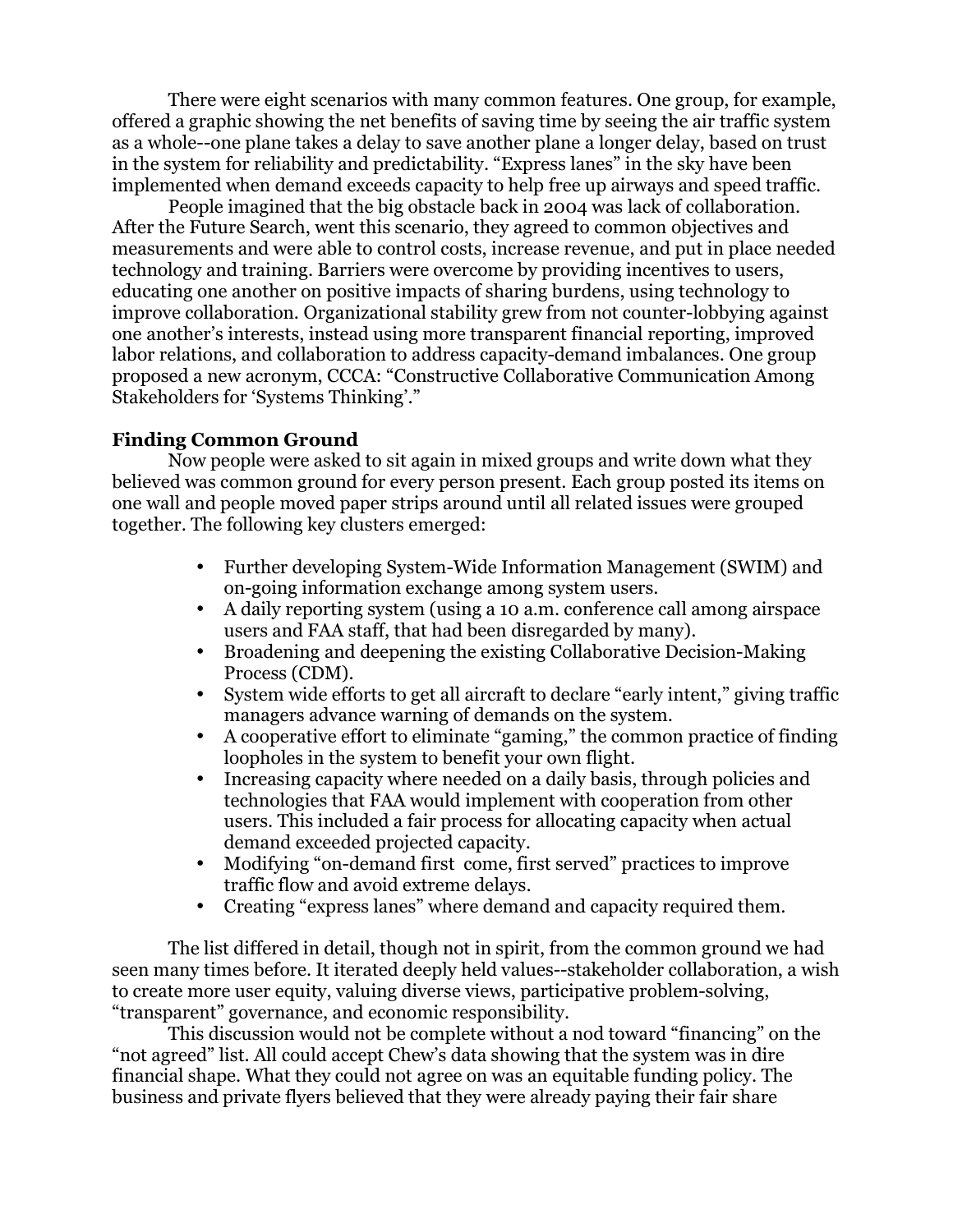There were eight scenarios with many common features. One group, for example, offered a graphic showing the net benefits of saving time by seeing the air traffic system as a whole--one plane takes a delay to save another plane a longer delay, based on trust in the system for reliability and predictability. "Express lanes" in the sky have been implemented when demand exceeds capacity to help free up airways and speed traffic.

People imagined that the big obstacle back in 2004 was lack of collaboration. After the Future Search, went this scenario, they agreed to common objectives and measurements and were able to control costs, increase revenue, and put in place needed technology and training. Barriers were overcome by providing incentives to users, educating one another on positive impacts of sharing burdens, using technology to improve collaboration. Organizational stability grew from not counter-lobbying against one another's interests, instead using more transparent financial reporting, improved labor relations, and collaboration to address capacity-demand imbalances. One group proposed a new acronym, CCCA: "Constructive Collaborative Communication Among Stakeholders for 'Systems Thinking'."

**Finding Common Ground**

Now people were asked to sit again in mixed groups and write down what they believed was common ground for every person present. Each group posted its items on one wall and people moved paper strips around until all related issues were grouped together. The following key clusters emerged:

- Further developing System-Wide Information Management (SWIM) and on-going information exchange among system users.
- A daily reporting system (using a 10 a.m. conference call among airspace users and FAA staff, that had been disregarded by many).
- Broadening and deepening the existing Collaborative Decision-Making Process (CDM).
- System wide efforts to get all aircraft to declare "early intent," giving traffic managers advance warning of demands on the system.
- A cooperative effort to eliminate "gaming," the common practice of finding loopholes in the system to benefit your own flight.
- Increasing capacity where needed on a daily basis, through policies and technologies that FAA would implement with cooperation from other users. This included a fair process for allocating capacity when actual demand exceeded projected capacity.
- Modifying "on-demand first come, first served" practices to improve traffic flow and avoid extreme delays.
- Creating "express lanes" where demand and capacity required them.

The list differed in detail, though not in spirit, from the common ground we had seen many times before. It iterated deeply held values--stakeholder collaboration, a wish to create more user equity, valuing diverse views, participative problem-solving, "transparent" governance, and economic responsibility.

This discussion would not be complete without a nod toward "financing" on the "not agreed" list. All could accept Chew's data showing that the system was in dire financial shape. What they could not agree on was an equitable funding policy. The business and private flyers believed that they were already paying their fair share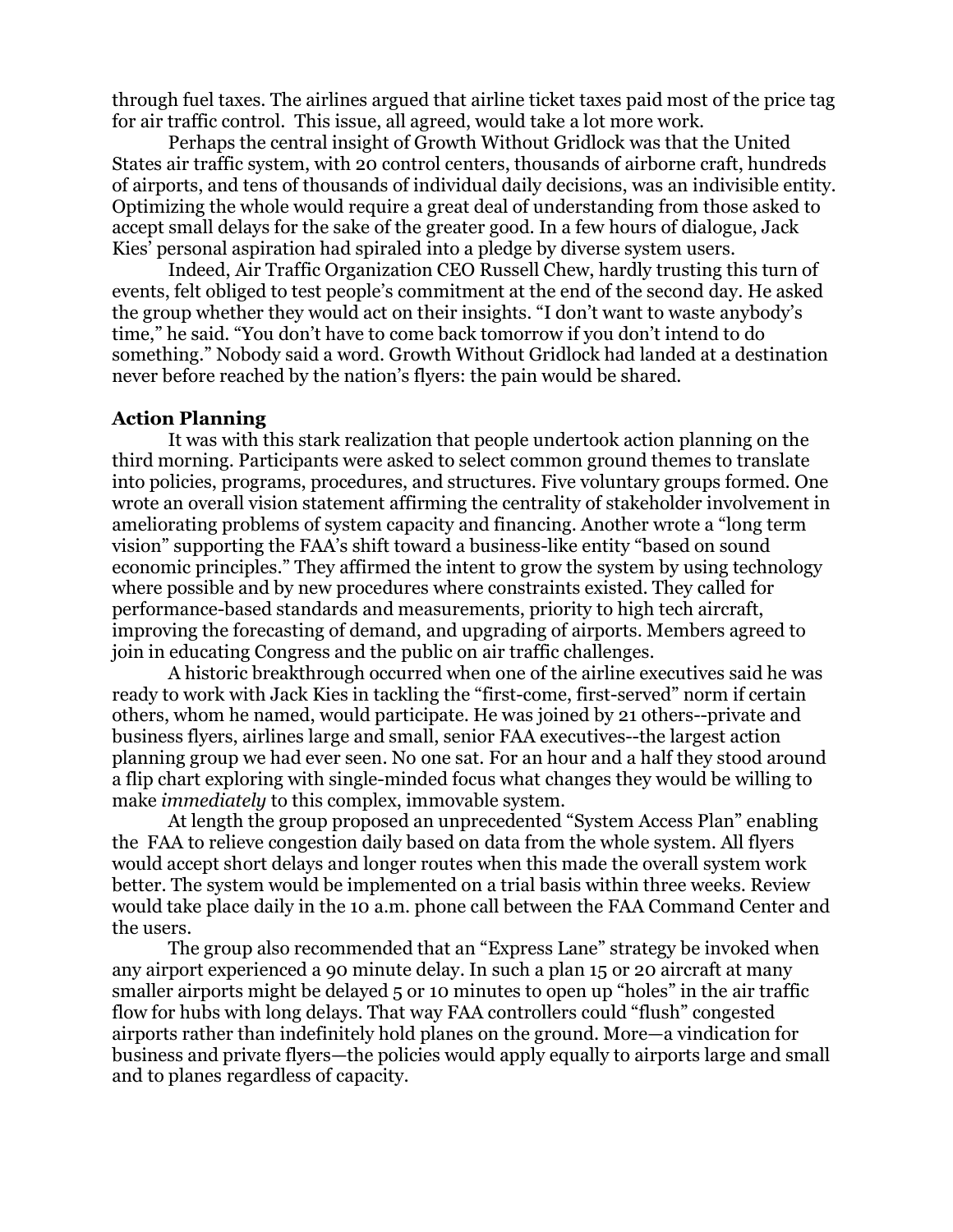through fuel taxes. The airlines argued that airline ticket taxes paid most of the price tag for air traffic control. This issue, all agreed, would take a lot more work.

Perhaps the central insight of Growth Without Gridlock was that the United States air traffic system, with 20 control centers, thousands of airborne craft, hundreds of airports, and tens of thousands of individual daily decisions, was an indivisible entity. Optimizing the whole would require a great deal of understanding from those asked to accept small delays for the sake of the greater good. In a few hours of dialogue, Jack Kies' personal aspiration had spiraled into a pledge by diverse system users.

Indeed, Air Traffic Organization CEO Russell Chew, hardly trusting this turn of events, felt obliged to test people's commitment at the end of the second day. He asked the group whether they would act on their insights. "I don't want to waste anybody's time," he said. "You don't have to come back tomorrow if you don't intend to do something." Nobody said a word. Growth Without Gridlock had landed at a destination never before reached by the nation's flyers: the pain would be shared.

**Action Planning**

It was with this stark realization that people undertook action planning on the third morning. Participants were asked to select common ground themes to translate into policies, programs, procedures, and structures. Five voluntary groups formed. One wrote an overall vision statement affirming the centrality of stakeholder involvement in ameliorating problems of system capacity and financing. Another wrote a "long term vision" supporting the FAA's shift toward a business-like entity "based on sound economic principles." They affirmed the intent to grow the system by using technology where possible and by new procedures where constraints existed. They called for performance-based standards and measurements, priority to high tech aircraft, improving the forecasting of demand, and upgrading of airports. Members agreed to join in educating Congress and the public on air traffic challenges.

A historic breakthrough occurred when one of the airline executives said he was ready to work with Jack Kies in tackling the "first-come, first-served" norm if certain others, whom he named, would participate. He was joined by 21 others--private and business flyers, airlines large and small, senior FAA executives--the largest action planning group we had ever seen. No one sat. For an hour and a half they stood around a flip chart exploring with single-minded focus what changes they would be willing to make *immediately* to this complex, immovable system.

At length the group proposed an unprecedented "System Access Plan" enabling the FAA to relieve congestion daily based on data from the whole system. All flyers would accept short delays and longer routes when this made the overall system work better. The system would be implemented on a trial basis within three weeks. Review would take place daily in the 10 a.m. phone call between the FAA Command Center and the users.

The group also recommended that an "Express Lane" strategy be invoked when any airport experienced a 90 minute delay. In such a plan 15 or 20 aircraft at many smaller airports might be delayed 5 or 10 minutes to open up "holes" in the air traffic flow for hubs with long delays. That way FAA controllers could "flush" congested airports rather than indefinitely hold planes on the ground. More—a vindication for business and private flyers—the policies would apply equally to airports large and small and to planes regardless of capacity.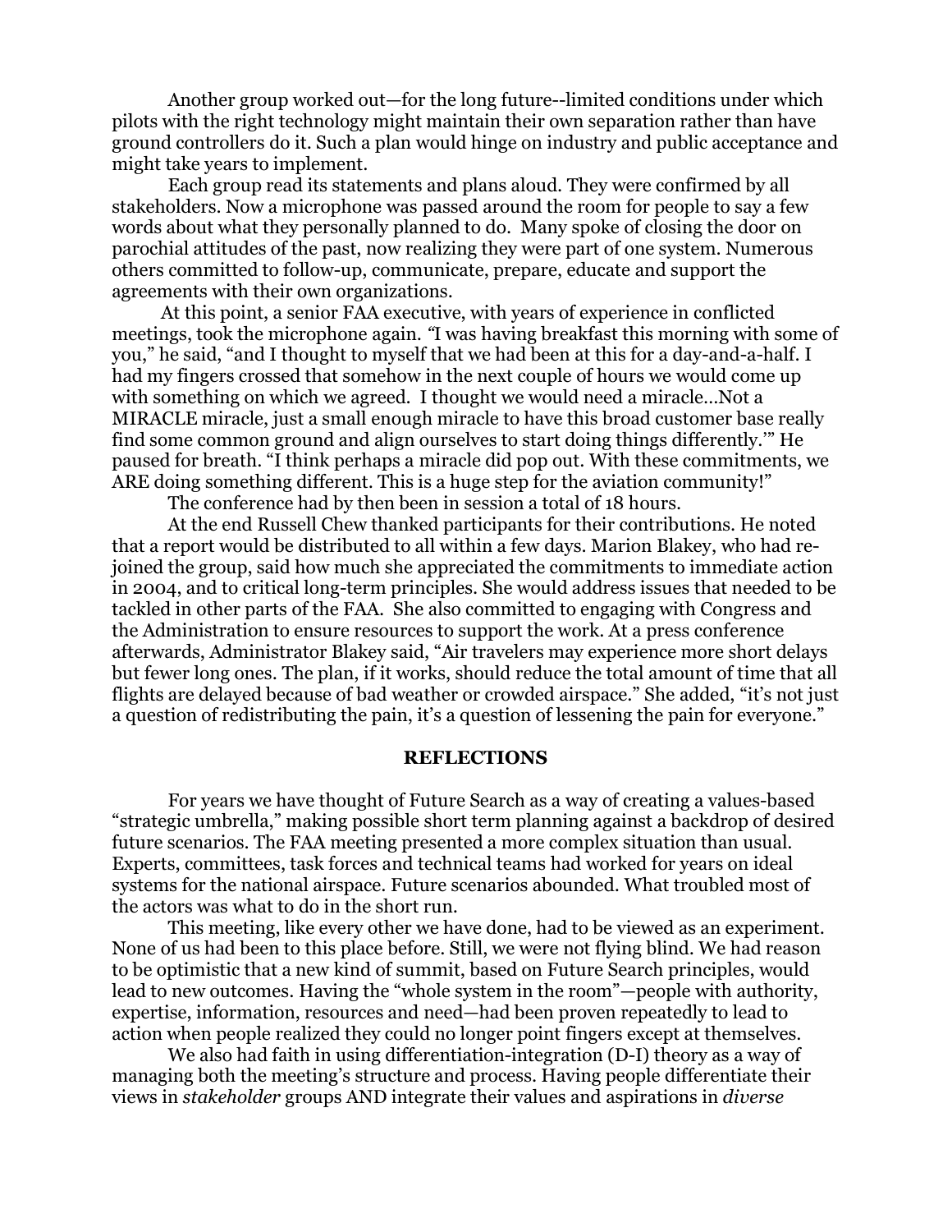Another group worked out—for the long future--limited conditions under which pilots with the right technology might maintain their own separation rather than have ground controllers do it. Such a plan would hinge on industry and public acceptance and might take years to implement.

Each group read its statements and plans aloud. They were confirmed by all stakeholders. Now a microphone was passed around the room for people to say a few words about what they personally planned to do. Many spoke of closing the door on parochial attitudes of the past, now realizing they were part of one system. Numerous others committed to follow-up, communicate, prepare, educate and support the agreements with their own organizations.

At this point, a senior FAA executive, with years of experience in conflicted meetings, took the microphone again. "I was having breakfast this morning with some of you," he said, "and I thought to myself that we had been at this for a day-and-a-half. I had my fingers crossed that somehow in the next couple of hours we would come up with something on which we agreed. I thought we would need a miracle…Not a MIRACLE miracle, just a small enough miracle to have this broad customer base really find some common ground and align ourselves to start doing things differently.'" He paused for breath. "I think perhaps a miracle did pop out. With these commitments, we ARE doing something different. This is a huge step for the aviation community!"

The conference had by then been in session a total of 18 hours.

At the end Russell Chew thanked participants for their contributions. He noted that a report would be distributed to all within a few days. Marion Blakey, who had re-joined the group, said how much she appreciated the commitments to immediate action in 2004, and to critical long-term principles. She would address issues that needed to be tackled in other parts of the FAA. She also committed to engaging with Congress and the Administration to ensure resources to support the work. At a press conference afterwards, Administrator Blakey said, "Air travelers may experience more short delays but fewer long ones. The plan, if it works, should reduce the total amount of time that all flights are delayed because of bad weather or crowded airspace." She added, "it's not just a question of redistributing the pain, it's a question of lessening the pain for everyone."

## REFLECTIONS

For years we have thought of Future Search as a way of creating a values-based "strategic umbrella," making possible short term planning against a backdrop of desired future scenarios. The FAA meeting presented a more complex situation than usual. Experts, committees, task forces and technical teams had worked for years on ideal systems for the national airspace. Future scenarios abounded. What troubled most of the actors was what to do in the short run.

This meeting, like every other we have done, had to be viewed as an experiment. None of us had been to this place before. Still, we were not flying blind. We had reason to be optimistic that a new kind of summit, based on Future Search principles, would lead to new outcomes. Having the "whole system in the room"—people with authority, expertise, information, resources and need—had been proven repeatedly to lead to action when people realized they could no longer point fingers except at themselves.

We also had faith in using differentiation-integration (D-I) theory as a way of managing both the meeting's structure and process. Having people differentiate their views in *stakeholder* groups AND integrate their values and aspirations in *diverse*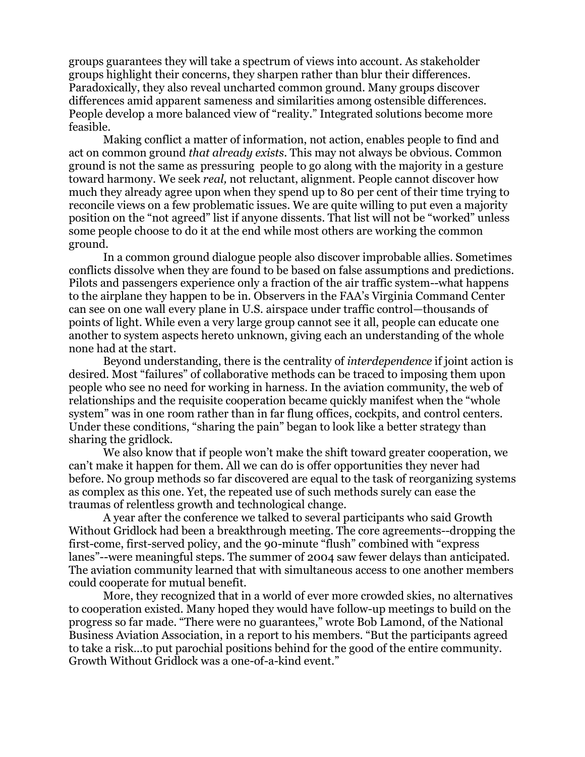groups guarantees they will take a spectrum of views into account. As stakeholder groups highlight their concerns, they sharpen rather than blur their differences. Paradoxically, they also reveal uncharted common ground. Many groups discover differences amid apparent sameness and similarities among ostensible differences. People develop a more balanced view of "reality." Integrated solutions become more feasible.

Making conflict a matter of information, not action, enables people to find and act on common ground *that already exists*. This may not always be obvious. Common ground is not the same as pressuring people to go along with the majority in a gesture toward harmony. We seek *real,* not reluctant, alignment. People cannot discover how much they already agree upon when they spend up to 80 per cent of their time trying to reconcile views on a few problematic issues. We are quite willing to put even a majority position on the "not agreed" list if anyone dissents. That list will not be "worked" unless some people choose to do it at the end while most others are working the common ground.

In a common ground dialogue people also discover improbable allies. Sometimes conflicts dissolve when they are found to be based on false assumptions and predictions. Pilots and passengers experience only a fraction of the air traffic system--what happens to the airplane they happen to be in. Observers in the FAA's Virginia Command Center can see on one wall every plane in U.S. airspace under traffic control—thousands of points of light. While even a very large group cannot see it all, people can educate one another to system aspects hereto unknown, giving each an understanding of the whole none had at the start.

Beyond understanding, there is the centrality of *interdependence* if joint action is desired. Most "failures" of collaborative methods can be traced to imposing them upon people who see no need for working in harness. In the aviation community, the web of relationships and the requisite cooperation became quickly manifest when the "whole system" was in one room rather than in far flung offices, cockpits, and control centers. Under these conditions, "sharing the pain" began to look like a better strategy than sharing the gridlock.

We also know that if people won't make the shift toward greater cooperation, we can't make it happen for them. All we can do is offer opportunities they never had before. No group methods so far discovered are equal to the task of reorganizing systems as complex as this one. Yet, the repeated use of such methods surely can ease the traumas of relentless growth and technological change.

A year after the conference we talked to several participants who said Growth Without Gridlock had been a breakthrough meeting. The core agreements--dropping the first-come, first-served policy, and the 90-minute "flush" combined with "express lanes"--were meaningful steps. The summer of 2004 saw fewer delays than anticipated. The aviation community learned that with simultaneous access to one another members could cooperate for mutual benefit.

More, they recognized that in a world of ever more crowded skies, no alternatives to cooperation existed. Many hoped they would have follow-up meetings to build on the progress so far made. "There were no guarantees," wrote Bob Lamond, of the National Business Aviation Association, in a report to his members. "But the participants agreed to take a risk…to put parochial positions behind for the good of the entire community. Growth Without Gridlock was a one-of-a-kind event."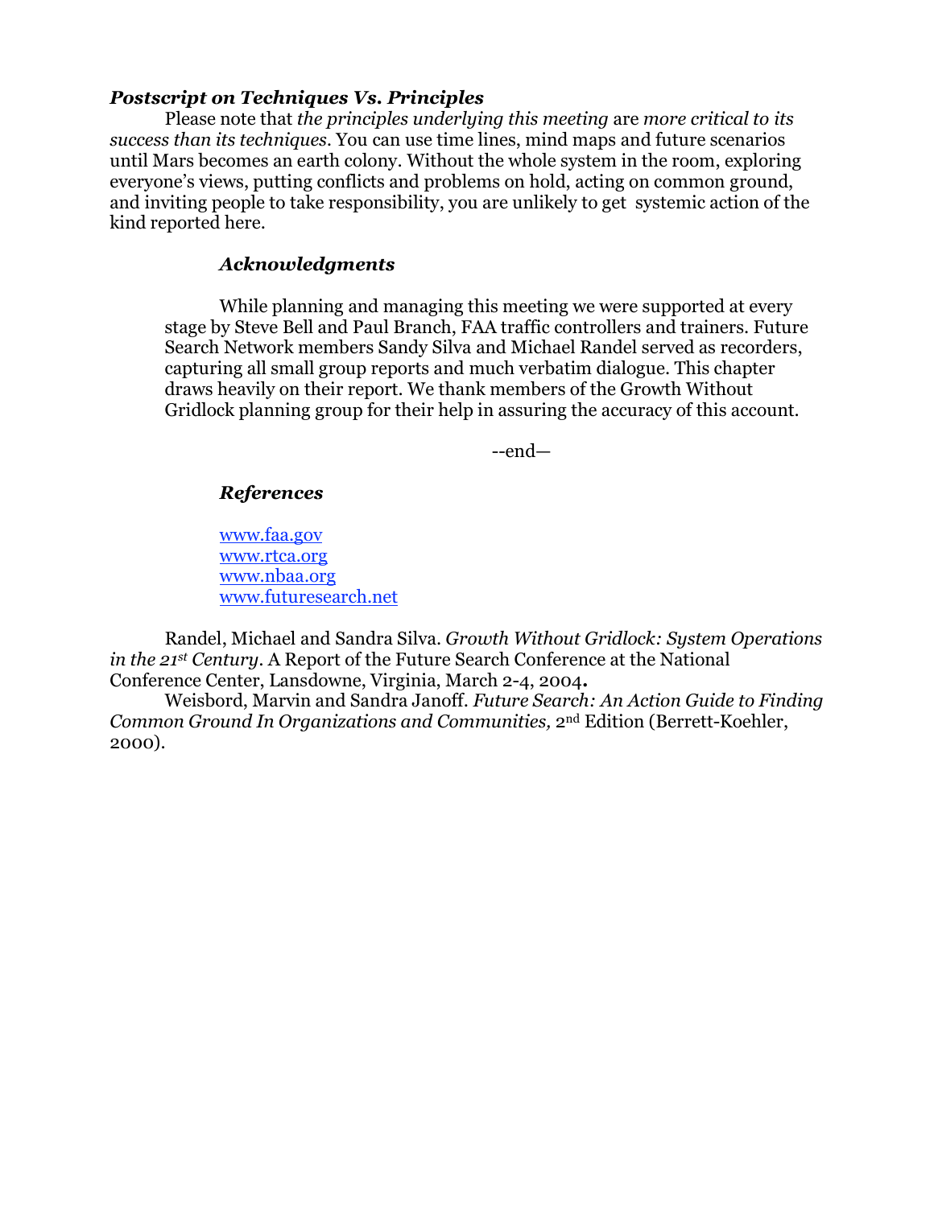### *Postscript on Techniques Vs. Principles*

Please note that *the principles underlying this meeting* are *more critical to its success than its techniques*. You can use time lines, mind maps and future scenarios until Mars becomes an earth colony. Without the whole system in the room, exploring everyone's views, putting conflicts and problems on hold, acting on common ground, and inviting people to take responsibility, you are unlikely to get systemic action of the kind reported here.

### *Acknowledgments*

While planning and managing this meeting we were supported at every stage by Steve Bell and Paul Branch, FAA traffic controllers and trainers. Future Search Network members Sandy Silva and Michael Randel served as recorders, capturing all small group reports and much verbatim dialogue. This chapter draws heavily on their report. We thank members of the Growth Without Gridlock planning group for their help in assuring the accuracy of this account.

--end—

### *References*

www.faa.gov
www.rtca.org
www.nbaa.org
www.futuresearch.net

Randel, Michael and Sandra Silva. *Growth Without Gridlock: System Operations in the 21st Century*. A Report of the Future Search Conference at the National Conference Center, Lansdowne, Virginia, March 2-4, 2004**.**

Weisbord, Marvin and Sandra Janoff. *Future Search: An Action Guide to Finding Common Ground In Organizations and Communities,* 2nd Edition (Berrett-Koehler, 2000).